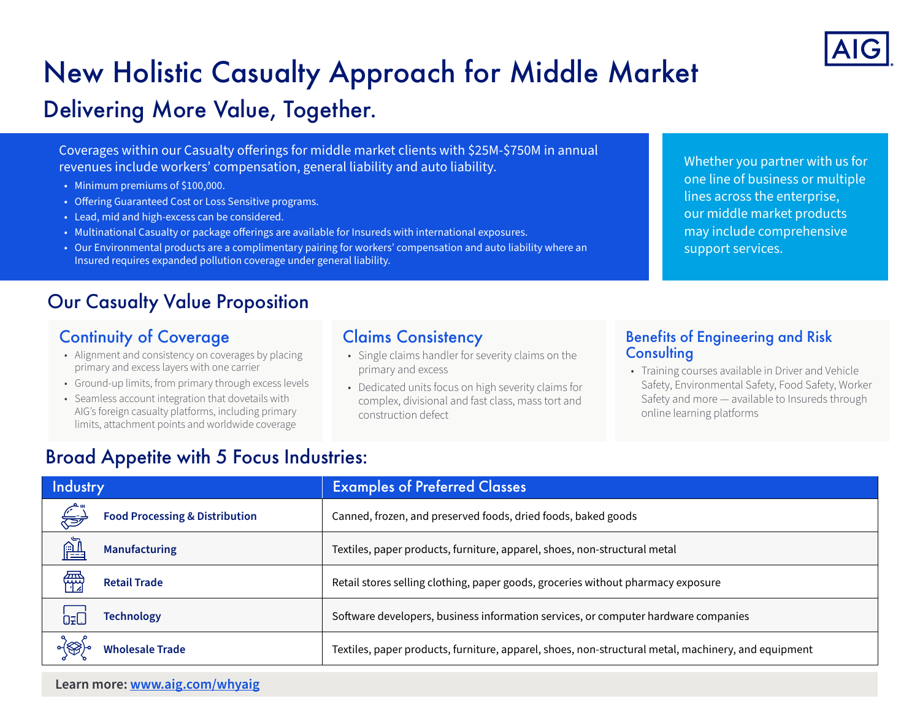# New Holistic Casualty Approach for Middle Market

## Delivering More Value, Together.

Coverages within our Casualty offerings for middle market clients with $25M-$750M in annual revenues include workers' compensation, general liability and auto liability.

- Minimum premiums of $100,000.
- Offering Guaranteed Cost or Loss Sensitive programs.
- Lead, mid and high-excess can be considered.
- Multinational Casualty or package offerings are available for Insureds with international exposures.
- Our Environmental products are a complimentary pairing for workers' compensation and auto liability where an Insured requires expanded pollution coverage under general liability.

Whether you partner with us for one line of business or multiple lines across the enterprise, our middle market products may include comprehensive support services.

## Our Casualty Value Proposition

### Continuity of Coverage

- Alignment and consistency on coverages by placing primary and excess layers with one carrier
- Ground-up limits, from primary through excess levels
- Seamless account integration that dovetails with AIG's foreign casualty platforms, including primary limits, attachment points and worldwide coverage

### Claims Consistency

- Single claims handler for severity claims on the primary and excess
- Dedicated units focus on high severity claims for complex, divisional and fast class, mass tort and construction defect

### Benefits of Engineering and Risk Consulting

- Training courses available in Driver and Vehicle Safety, Environmental Safety, Food Safety, Worker Safety and more — available to Insureds through online learning platforms

## Broad Appetite with 5 Focus Industries:

| Industry | Examples of Preferred Classes |
|---|---|
| **Food Processing & Distribution** | Canned, frozen, and preserved foods, dried foods, baked goods |
| **Manufacturing** | Textiles, paper products, furniture, apparel, shoes, non-structural metal |
| **Retail Trade** | Retail stores selling clothing, paper goods, groceries without pharmacy exposure |
| **Technology** | Software developers, business information services, or computer hardware companies |
| **Wholesale Trade** | Textiles, paper products, furniture, apparel, shoes, non-structural metal, machinery, and equipment |

**Learn more: [www.aig.com/whyaig](http://www.aig.com/whyaig)**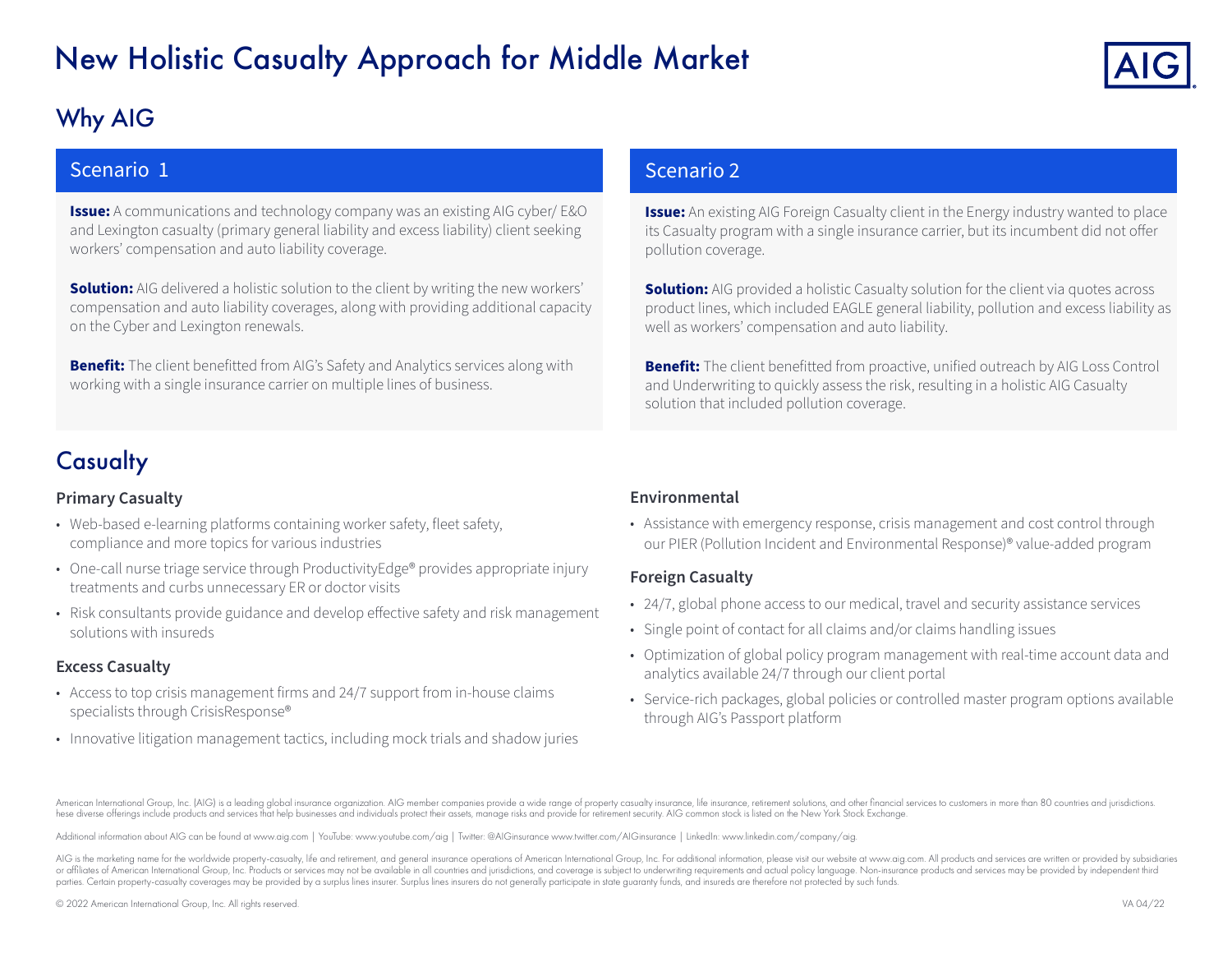# New Holistic Casualty Approach for Middle Market

## Why AIG

### Scenario 1

**Issue:** A communications and technology company was an existing AIG cyber/ E&O and Lexington casualty (primary general liability and excess liability) client seeking workers' compensation and auto liability coverage.

**Solution:** AIG delivered a holistic solution to the client by writing the new workers' compensation and auto liability coverages, along with providing additional capacity on the Cyber and Lexington renewals.

**Benefit:** The client benefitted from AIG's Safety and Analytics services along with working with a single insurance carrier on multiple lines of business.

### Scenario 2

**Issue:** An existing AIG Foreign Casualty client in the Energy industry wanted to place its Casualty program with a single insurance carrier, but its incumbent did not offer pollution coverage.

**Solution:** AIG provided a holistic Casualty solution for the client via quotes across product lines, which included EAGLE general liability, pollution and excess liability as well as workers' compensation and auto liability.

**Benefit:** The client benefitted from proactive, unified outreach by AIG Loss Control and Underwriting to quickly assess the risk, resulting in a holistic AIG Casualty solution that included pollution coverage.

## Casualty

### Primary Casualty

- Web-based e-learning platforms containing worker safety, fleet safety, compliance and more topics for various industries
- One-call nurse triage service through ProductivityEdge® provides appropriate injury treatments and curbs unnecessary ER or doctor visits
- Risk consultants provide guidance and develop effective safety and risk management solutions with insureds

### Excess Casualty

- Access to top crisis management firms and 24/7 support from in-house claims specialists through CrisisResponse®
- Innovative litigation management tactics, including mock trials and shadow juries

### Environmental

- Assistance with emergency response, crisis management and cost control through our PIER (Pollution Incident and Environmental Response)® value-added program

### Foreign Casualty

- 24/7, global phone access to our medical, travel and security assistance services
- Single point of contact for all claims and/or claims handling issues
- Optimization of global policy program management with real-time account data and analytics available 24/7 through our client portal
- Service-rich packages, global policies or controlled master program options available through AIG's Passport platform

American International Group, Inc. (AIG) is a leading global insurance organization. AIG member companies provide a wide range of property casualty insurance, life insurance, retirement solutions, and other financial services to customers in more than 80 countries and jurisdictions. hese diverse offerings include products and services that help businesses and individuals protect their assets, manage risks and provide for retirement security. AIG common stock is listed on the New York Stock Exchange.

Additional information about AIG can be found at www.aig.com | YouTube: www.youtube.com/aig | Twitter: @AIGinsurance www.twitter.com/AIGinsurance | LinkedIn: www.linkedin.com/company/aig.

AIG is the marketing name for the worldwide property-casualty, life and retirement, and general insurance operations of American International Group, Inc. For additional information, please visit our website at www.aig.com. All products and services are written or provided by subsidiaries or affiliates of American International Group, Inc. Products or services may not be available in all countries and jurisdictions, and coverage is subject to underwriting requirements and actual policy language. Non-insurance products and services may be provided by independent third parties. Certain property-casualty coverages may be provided by a surplus lines insurer. Surplus lines insurers do not generally participate in state guaranty funds, and insureds are therefore not protected by such funds.

© 2022 American International Group, Inc. All rights reserved.

VA 04/22